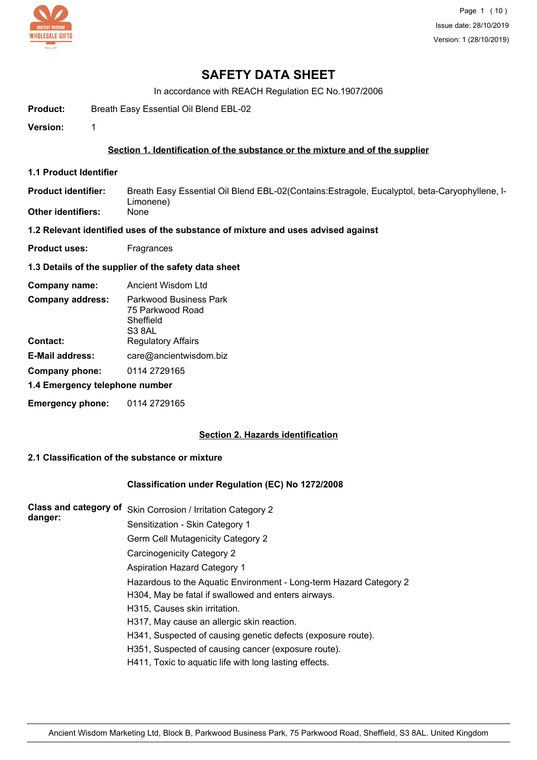# SAFETY DATA SHEET

In accordance with REACH Regulation EC No.1907/2006

**Product:** Breath Easy Essential Oil Blend EBL-02

**Version:** 1

## Section 1. Identification of the substance or the mixture and of the supplier

### 1.1 Product Identifier

**Product identifier:** Breath Easy Essential Oil Blend EBL-02(Contains:Estragole, Eucalyptol, beta-Caryophyllene, l-Limonene)

**Other identifiers:** None

### 1.2 Relevant identified uses of the substance of mixture and uses advised against

**Product uses:** Fragrances

### 1.3 Details of the supplier of the safety data sheet

**Company name:** Ancient Wisdom Ltd

**Company address:** Parkwood Business Park
75 Parkwood Road
Sheffield
S3 8AL

**Contact:** Regulatory Affairs

**E-Mail address:** care@ancientwisdom.biz

**Company phone:** 0114 2729165

### 1.4 Emergency telephone number

**Emergency phone:** 0114 2729165

## Section 2. Hazards identification

### 2.1 Classification of the substance or mixture

**Classification under Regulation (EC) No 1272/2008**

**Class and category of danger:**

Skin Corrosion / Irritation Category 2
Sensitization - Skin Category 1
Germ Cell Mutagenicity Category 2
Carcinogenicity Category 2
Aspiration Hazard Category 1
Hazardous to the Aquatic Environment - Long-term Hazard Category 2
H304, May be fatal if swallowed and enters airways.
H315, Causes skin irritation.
H317, May cause an allergic skin reaction.
H341, Suspected of causing genetic defects (exposure route).
H351, Suspected of causing cancer (exposure route).
H411, Toxic to aquatic life with long lasting effects.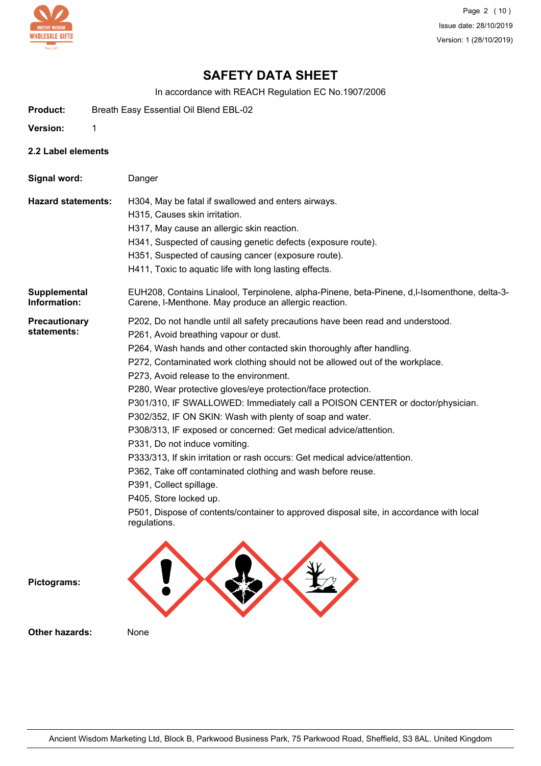# SAFETY DATA SHEET

In accordance with REACH Regulation EC No.1907/2006

**Product:** Breath Easy Essential Oil Blend EBL-02

**Version:** 1

### 2.2 Label elements

**Signal word:** Danger

**Hazard statements:**

H304, May be fatal if swallowed and enters airways.
H315, Causes skin irritation.
H317, May cause an allergic skin reaction.
H341, Suspected of causing genetic defects (exposure route).
H351, Suspected of causing cancer (exposure route).
H411, Toxic to aquatic life with long lasting effects.

**Supplemental Information:** EUH208, Contains Linalool, Terpinolene, alpha-Pinene, beta-Pinene, d,l-Isomenthone, delta-3-Carene, l-Menthone. May produce an allergic reaction.

**Precautionary statements:**

P202, Do not handle until all safety precautions have been read and understood.
P261, Avoid breathing vapour or dust.
P264, Wash hands and other contacted skin thoroughly after handling.
P272, Contaminated work clothing should not be allowed out of the workplace.
P273, Avoid release to the environment.
P280, Wear protective gloves/eye protection/face protection.
P301/310, IF SWALLOWED: Immediately call a POISON CENTER or doctor/physician.
P302/352, IF ON SKIN: Wash with plenty of soap and water.
P308/313, IF exposed or concerned: Get medical advice/attention.
P331, Do not induce vomiting.
P333/313, If skin irritation or rash occurs: Get medical advice/attention.
P362, Take off contaminated clothing and wash before reuse.
P391, Collect spillage.
P405, Store locked up.
P501, Dispose of contents/container to approved disposal site, in accordance with local regulations.

**Pictograms:**

**Other hazards:** None

Ancient Wisdom Marketing Ltd, Block B, Parkwood Business Park, 75 Parkwood Road, Sheffield, S3 8AL. United Kingdom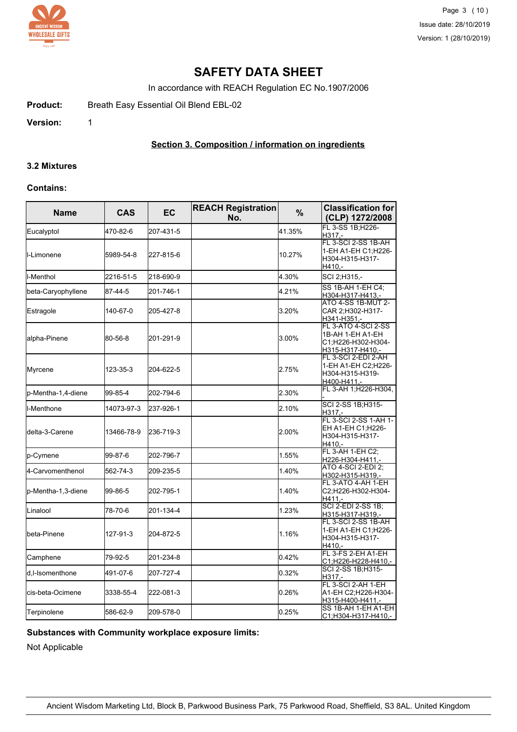# SAFETY DATA SHEET

In accordance with REACH Regulation EC No.1907/2006

**Product:** Breath Easy Essential Oil Blend EBL-02

**Version:** 1

## Section 3. Composition / information on ingredients

### 3.2 Mixtures

**Contains:**

| Name | CAS | EC | REACH Registration No. | % | Classification for (CLP) 1272/2008 |
|---|---|---|---|---|---|
| Eucalyptol | 470-82-6 | 207-431-5 | | 41.35% | FL 3-SS 1B;H226-H317,- |
| l-Limonene | 5989-54-8 | 227-815-6 | | 10.27% | FL 3-SCI 2-SS 1B-AH 1-EH A1-EH C1;H226-H304-H315-H317-H410,- |
| l-Menthol | 2216-51-5 | 218-690-9 | | 4.30% | SCI 2;H315,- |
| beta-Caryophyllene | 87-44-5 | 201-746-1 | | 4.21% | SS 1B-AH 1-EH C4;H304-H317-H413,- |
| Estragole | 140-67-0 | 205-427-8 | | 3.20% | ATO 4-SS 1B-MUT 2-CAR 2;H302-H317-H341-H351,- |
| alpha-Pinene | 80-56-8 | 201-291-9 | | 3.00% | FL 3-ATO 4-SCI 2-SS 1B-AH 1-EH A1-EH C1;H226-H302-H304-H315-H317-H410,- |
| Myrcene | 123-35-3 | 204-622-5 | | 2.75% | FL 3-SCI 2-EDI 2-AH 1-EH A1-EH C2;H226-H304-H315-H319-H400-H411,- |
| p-Mentha-1,4-diene | 99-85-4 | 202-794-6 | | 2.30% | FL 3-AH 1;H226-H304,- |
| l-Menthone | 14073-97-3 | 237-926-1 | | 2.10% | SCI 2-SS 1B;H315-H317,- |
| delta-3-Carene | 13466-78-9 | 236-719-3 | | 2.00% | FL 3-SCI 2-SS 1-AH 1-EH A1-EH C1;H226-H304-H315-H317-H410,- |
| p-Cymene | 99-87-6 | 202-796-7 | | 1.55% | FL 3-AH 1-EH C2;H226-H304-H411,- |
| 4-Carvomenthenol | 562-74-3 | 209-235-5 | | 1.40% | ATO 4-SCI 2-EDI 2;H302-H315-H319,- |
| p-Mentha-1,3-diene | 99-86-5 | 202-795-1 | | 1.40% | FL 3-ATO 4-AH 1-EH C2;H226-H302-H304-H411,- |
| Linalool | 78-70-6 | 201-134-4 | | 1.23% | SCI 2-EDI 2-SS 1B;H315-H317-H319,- |
| beta-Pinene | 127-91-3 | 204-872-5 | | 1.16% | FL 3-SCI 2-SS 1B-AH 1-EH A1-EH C1;H226-H304-H315-H317-H410,- |
| Camphene | 79-92-5 | 201-234-8 | | 0.42% | FL 3-FS 2-EH A1-EH C1;H226-H228-H410,- |
| d,l-Isomenthone | 491-07-6 | 207-727-4 | | 0.32% | SCI 2-SS 1B;H315-H317,- |
| cis-beta-Ocimene | 3338-55-4 | 222-081-3 | | 0.26% | FL 3-SCI 2-AH 1-EH A1-EH C2;H226-H304-H315-H400-H411,- |
| Terpinolene | 586-62-9 | 209-578-0 | | 0.25% | SS 1B-AH 1-EH A1-EH C1;H304-H317-H410,- |

**Substances with Community workplace exposure limits:**

Not Applicable

Ancient Wisdom Marketing Ltd, Block B, Parkwood Business Park, 75 Parkwood Road, Sheffield, S3 8AL. United Kingdom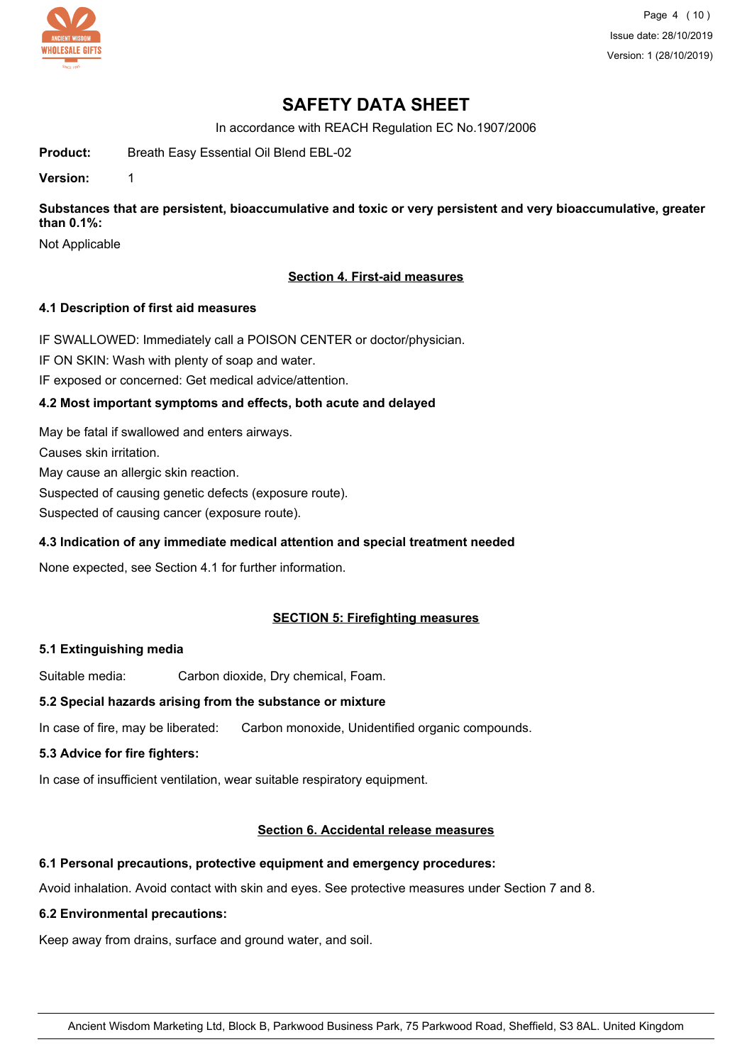# SAFETY DATA SHEET

In accordance with REACH Regulation EC No.1907/2006

**Product:** Breath Easy Essential Oil Blend EBL-02

**Version:** 1

**Substances that are persistent, bioaccumulative and toxic or very persistent and very bioaccumulative, greater than 0.1%:**

Not Applicable

## Section 4. First-aid measures

### 4.1 Description of first aid measures

IF SWALLOWED: Immediately call a POISON CENTER or doctor/physician.

IF ON SKIN: Wash with plenty of soap and water.

IF exposed or concerned: Get medical advice/attention.

### 4.2 Most important symptoms and effects, both acute and delayed

May be fatal if swallowed and enters airways.

Causes skin irritation.

May cause an allergic skin reaction.

Suspected of causing genetic defects (exposure route).

Suspected of causing cancer (exposure route).

### 4.3 Indication of any immediate medical attention and special treatment needed

None expected, see Section 4.1 for further information.

## SECTION 5: Firefighting measures

### 5.1 Extinguishing media

Suitable media: Carbon dioxide, Dry chemical, Foam.

### 5.2 Special hazards arising from the substance or mixture

In case of fire, may be liberated: Carbon monoxide, Unidentified organic compounds.

### 5.3 Advice for fire fighters:

In case of insufficient ventilation, wear suitable respiratory equipment.

## Section 6. Accidental release measures

### 6.1 Personal precautions, protective equipment and emergency procedures:

Avoid inhalation. Avoid contact with skin and eyes. See protective measures under Section 7 and 8.

### 6.2 Environmental precautions:

Keep away from drains, surface and ground water, and soil.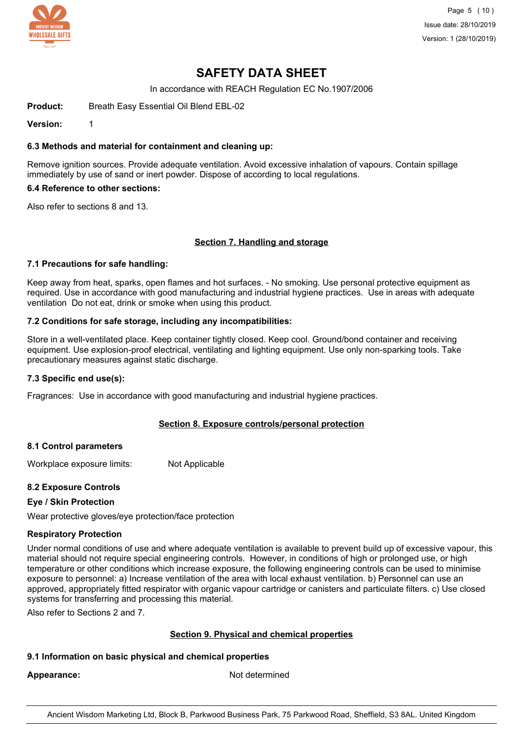# SAFETY DATA SHEET

In accordance with REACH Regulation EC No.1907/2006

**Product:** Breath Easy Essential Oil Blend EBL-02

**Version:** 1

### 6.3 Methods and material for containment and cleaning up:

Remove ignition sources. Provide adequate ventilation. Avoid excessive inhalation of vapours. Contain spillage immediately by use of sand or inert powder. Dispose of according to local regulations.

### 6.4 Reference to other sections:

Also refer to sections 8 and 13.

## Section 7. Handling and storage

### 7.1 Precautions for safe handling:

Keep away from heat, sparks, open flames and hot surfaces. - No smoking. Use personal protective equipment as required. Use in accordance with good manufacturing and industrial hygiene practices. Use in areas with adequate ventilation Do not eat, drink or smoke when using this product.

### 7.2 Conditions for safe storage, including any incompatibilities:

Store in a well-ventilated place. Keep container tightly closed. Keep cool. Ground/bond container and receiving equipment. Use explosion-proof electrical, ventilating and lighting equipment. Use only non-sparking tools. Take precautionary measures against static discharge.

### 7.3 Specific end use(s):

Fragrances: Use in accordance with good manufacturing and industrial hygiene practices.

## Section 8. Exposure controls/personal protection

### 8.1 Control parameters

Workplace exposure limits: Not Applicable

### 8.2 Exposure Controls

**Eye / Skin Protection**

Wear protective gloves/eye protection/face protection

**Respiratory Protection**

Under normal conditions of use and where adequate ventilation is available to prevent build up of excessive vapour, this material should not require special engineering controls. However, in conditions of high or prolonged use, or high temperature or other conditions which increase exposure, the following engineering controls can be used to minimise exposure to personnel: a) Increase ventilation of the area with local exhaust ventilation. b) Personnel can use an approved, appropriately fitted respirator with organic vapour cartridge or canisters and particulate filters. c) Use closed systems for transferring and processing this material.

Also refer to Sections 2 and 7.

## Section 9. Physical and chemical properties

### 9.1 Information on basic physical and chemical properties

**Appearance:** Not determined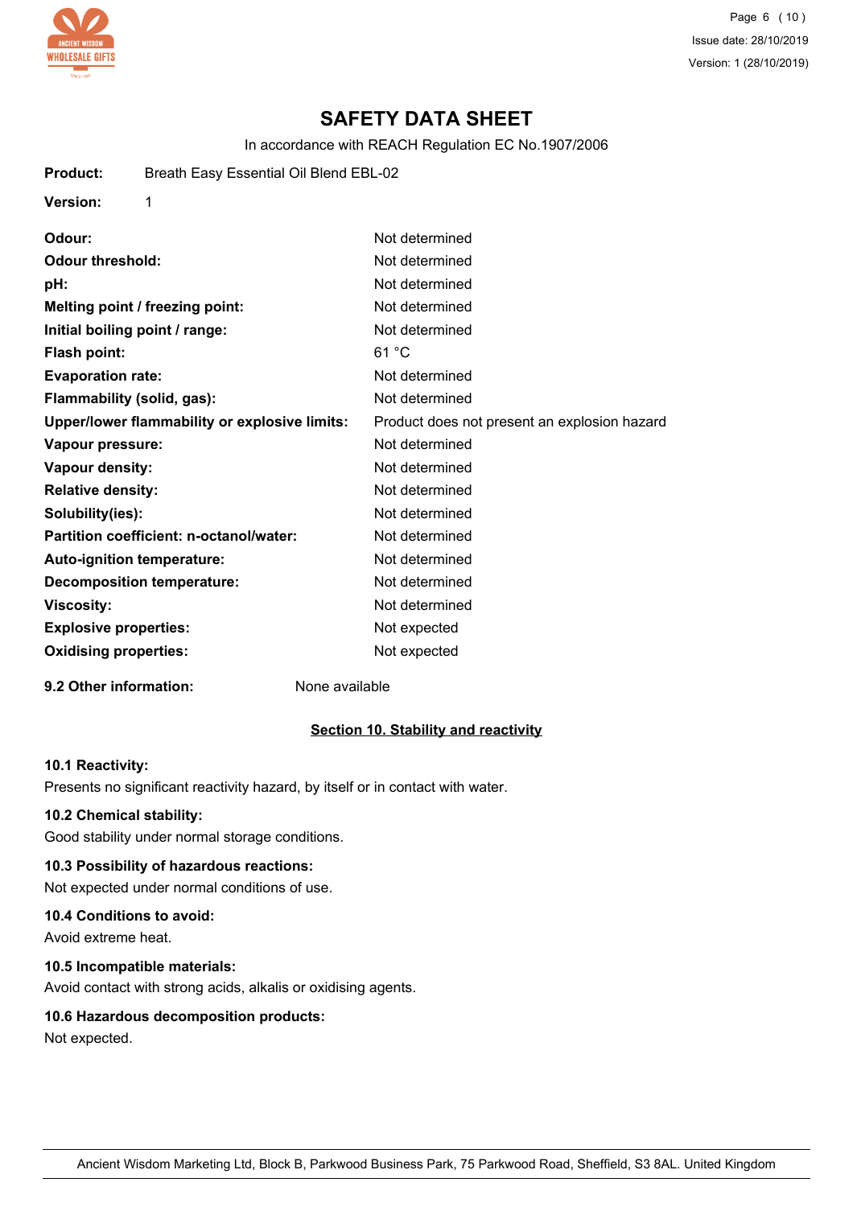# SAFETY DATA SHEET

In accordance with REACH Regulation EC No.1907/2006

**Product:** Breath Easy Essential Oil Blend EBL-02

**Version:** 1

| | |
|---|---|
| **Odour:** | Not determined |
| **Odour threshold:** | Not determined |
| **pH:** | Not determined |
| **Melting point / freezing point:** | Not determined |
| **Initial boiling point / range:** | Not determined |
| **Flash point:** | 61 °C |
| **Evaporation rate:** | Not determined |
| **Flammability (solid, gas):** | Not determined |
| **Upper/lower flammability or explosive limits:** | Product does not present an explosion hazard |
| **Vapour pressure:** | Not determined |
| **Vapour density:** | Not determined |
| **Relative density:** | Not determined |
| **Solubility(ies):** | Not determined |
| **Partition coefficient: n-octanol/water:** | Not determined |
| **Auto-ignition temperature:** | Not determined |
| **Decomposition temperature:** | Not determined |
| **Viscosity:** | Not determined |
| **Explosive properties:** | Not expected |
| **Oxidising properties:** | Not expected |

**9.2 Other information:** None available

## Section 10. Stability and reactivity

**10.1 Reactivity:**

Presents no significant reactivity hazard, by itself or in contact with water.

**10.2 Chemical stability:**

Good stability under normal storage conditions.

**10.3 Possibility of hazardous reactions:**

Not expected under normal conditions of use.

**10.4 Conditions to avoid:**

Avoid extreme heat.

**10.5 Incompatible materials:**

Avoid contact with strong acids, alkalis or oxidising agents.

**10.6 Hazardous decomposition products:**

Not expected.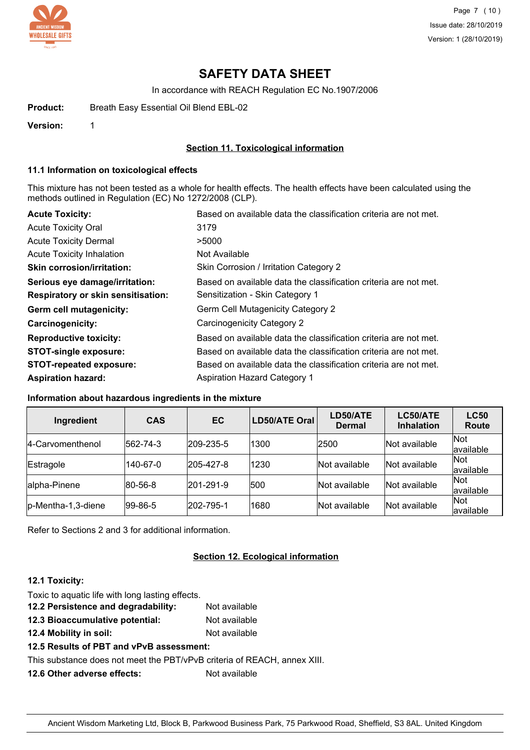# SAFETY DATA SHEET

In accordance with REACH Regulation EC No.1907/2006

**Product:** Breath Easy Essential Oil Blend EBL-02

**Version:** 1

## Section 11. Toxicological information

### 11.1 Information on toxicological effects

This mixture has not been tested as a whole for health effects. The health effects have been calculated using the methods outlined in Regulation (EC) No 1272/2008 (CLP).

| | |
|---|---|
| **Acute Toxicity:** | Based on available data the classification criteria are not met. |
| Acute Toxicity Oral | 3179 |
| Acute Toxicity Dermal | >5000 |
| Acute Toxicity Inhalation | Not Available |
| **Skin corrosion/irritation:** | Skin Corrosion / Irritation Category 2 |
| **Serious eye damage/irritation:** | Based on available data the classification criteria are not met. |
| **Respiratory or skin sensitisation:** | Sensitization - Skin Category 1 |
| **Germ cell mutagenicity:** | Germ Cell Mutagenicity Category 2 |
| **Carcinogenicity:** | Carcinogenicity Category 2 |
| **Reproductive toxicity:** | Based on available data the classification criteria are not met. |
| **STOT-single exposure:** | Based on available data the classification criteria are not met. |
| **STOT-repeated exposure:** | Based on available data the classification criteria are not met. |
| **Aspiration hazard:** | Aspiration Hazard Category 1 |

### Information about hazardous ingredients in the mixture

| Ingredient | CAS | EC | LD50/ATE Oral | LD50/ATE Dermal | LC50/ATE Inhalation | LC50 Route |
|---|---|---|---|---|---|---|
| 4-Carvomenthenol | 562-74-3 | 209-235-5 | 1300 | 2500 | Not available | Not available |
| Estragole | 140-67-0 | 205-427-8 | 1230 | Not available | Not available | Not available |
| alpha-Pinene | 80-56-8 | 201-291-9 | 500 | Not available | Not available | Not available |
| p-Mentha-1,3-diene | 99-86-5 | 202-795-1 | 1680 | Not available | Not available | Not available |

Refer to Sections 2 and 3 for additional information.

## Section 12. Ecological information

### 12.1 Toxicity:

Toxic to aquatic life with long lasting effects.

**12.2 Persistence and degradability:** Not available

**12.3 Bioaccumulative potential:** Not available

**12.4 Mobility in soil:** Not available

**12.5 Results of PBT and vPvB assessment:**

This substance does not meet the PBT/vPvB criteria of REACH, annex XIII.

**12.6 Other adverse effects:** Not available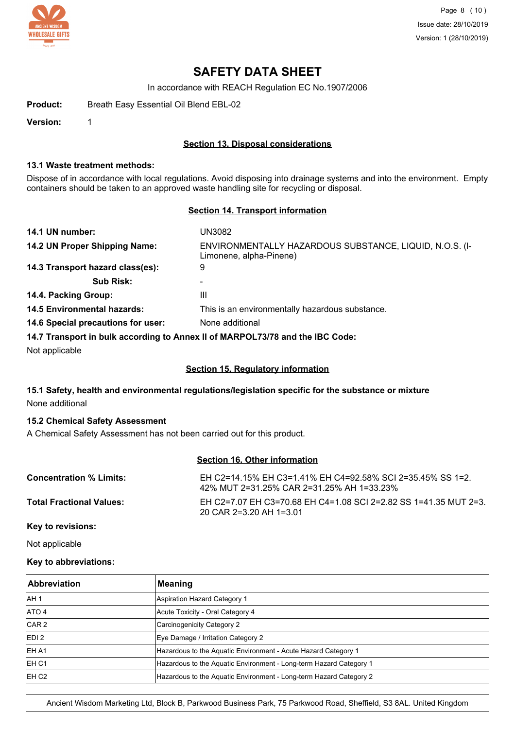# SAFETY DATA SHEET

In accordance with REACH Regulation EC No.1907/2006

**Product:** Breath Easy Essential Oil Blend EBL-02

**Version:** 1

## Section 13. Disposal considerations

### 13.1 Waste treatment methods:

Dispose of in accordance with local regulations. Avoid disposing into drainage systems and into the environment. Empty containers should be taken to an approved waste handling site for recycling or disposal.

## Section 14. Transport information

| | |
|---|---|
| **14.1 UN number:** | UN3082 |
| **14.2 UN Proper Shipping Name:** | ENVIRONMENTALLY HAZARDOUS SUBSTANCE, LIQUID, N.O.S. (l-Limonene, alpha-Pinene) |
| **14.3 Transport hazard class(es):** | 9 |
| **Sub Risk:** | - |
| **14.4. Packing Group:** | III |
| **14.5 Environmental hazards:** | This is an environmentally hazardous substance. |
| **14.6 Special precautions for user:** | None additional |

**14.7 Transport in bulk according to Annex II of MARPOL73/78 and the IBC Code:**

Not applicable

## Section 15. Regulatory information

**15.1 Safety, health and environmental regulations/legislation specific for the substance or mixture**

None additional

**15.2 Chemical Safety Assessment**

A Chemical Safety Assessment has not been carried out for this product.

## Section 16. Other information

| | |
|---|---|
| **Concentration % Limits:** | EH C2=14.15% EH C3=1.41% EH C4=92.58% SCI 2=35.45% SS 1=2.42% MUT 2=31.25% CAR 2=31.25% AH 1=33.23% |
| **Total Fractional Values:** | EH C2=7.07 EH C3=70.68 EH C4=1.08 SCI 2=2.82 SS 1=41.35 MUT 2=3.20 CAR 2=3.20 AH 1=3.01 |

**Key to revisions:**

Not applicable

**Key to abbreviations:**

| Abbreviation | Meaning |
|---|---|
| AH 1 | Aspiration Hazard Category 1 |
| ATO 4 | Acute Toxicity - Oral Category 4 |
| CAR 2 | Carcinogenicity Category 2 |
| EDI 2 | Eye Damage / Irritation Category 2 |
| EH A1 | Hazardous to the Aquatic Environment - Acute Hazard Category 1 |
| EH C1 | Hazardous to the Aquatic Environment - Long-term Hazard Category 1 |
| EH C2 | Hazardous to the Aquatic Environment - Long-term Hazard Category 2 |

Ancient Wisdom Marketing Ltd, Block B, Parkwood Business Park, 75 Parkwood Road, Sheffield, S3 8AL. United Kingdom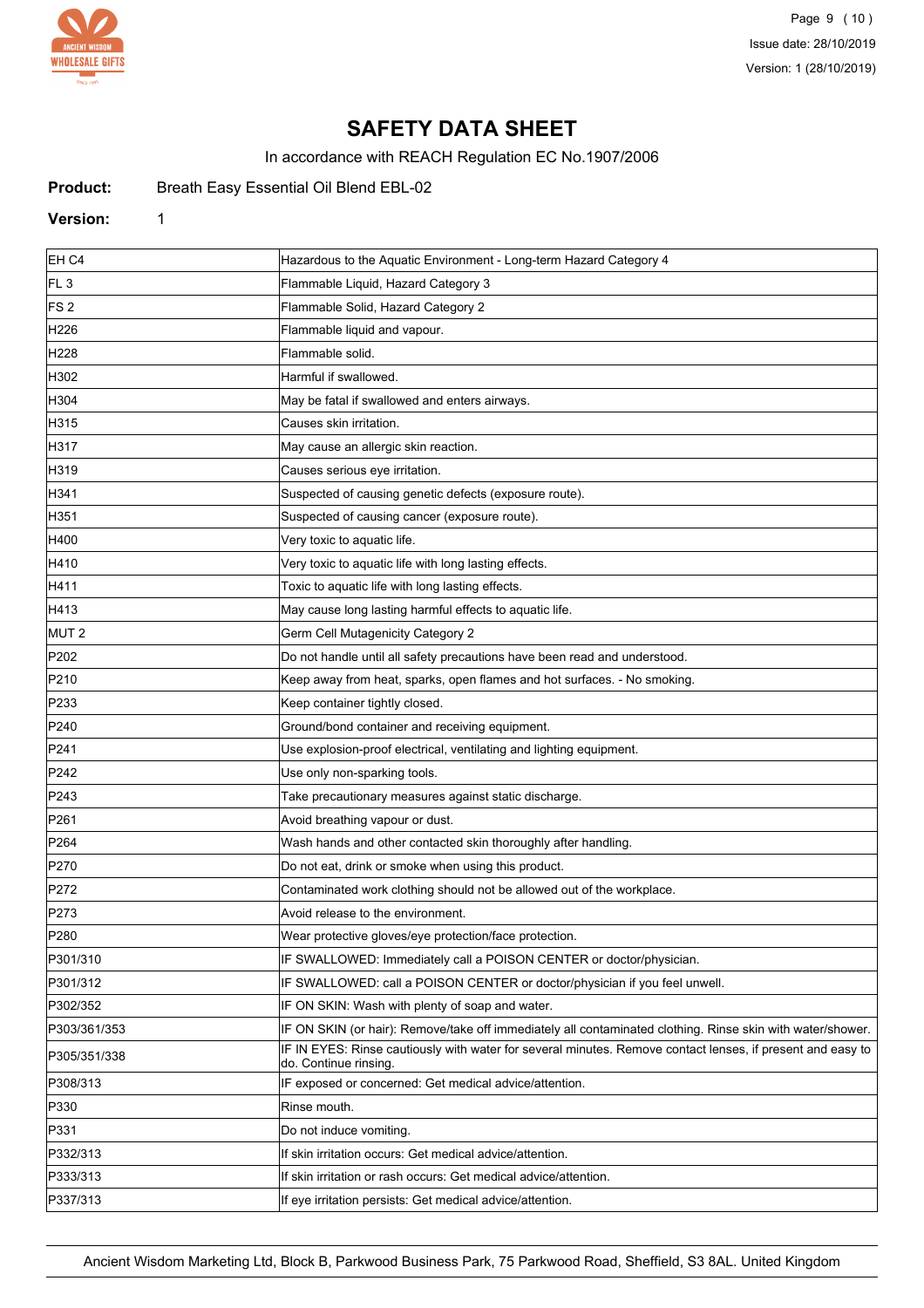# SAFETY DATA SHEET

In accordance with REACH Regulation EC No.1907/2006

**Product:** Breath Easy Essential Oil Blend EBL-02

**Version:** 1

| | |
|---|---|
| EH C4 | Hazardous to the Aquatic Environment - Long-term Hazard Category 4 |
| FL 3 | Flammable Liquid, Hazard Category 3 |
| FS 2 | Flammable Solid, Hazard Category 2 |
| H226 | Flammable liquid and vapour. |
| H228 | Flammable solid. |
| H302 | Harmful if swallowed. |
| H304 | May be fatal if swallowed and enters airways. |
| H315 | Causes skin irritation. |
| H317 | May cause an allergic skin reaction. |
| H319 | Causes serious eye irritation. |
| H341 | Suspected of causing genetic defects (exposure route). |
| H351 | Suspected of causing cancer (exposure route). |
| H400 | Very toxic to aquatic life. |
| H410 | Very toxic to aquatic life with long lasting effects. |
| H411 | Toxic to aquatic life with long lasting effects. |
| H413 | May cause long lasting harmful effects to aquatic life. |
| MUT 2 | Germ Cell Mutagenicity Category 2 |
| P202 | Do not handle until all safety precautions have been read and understood. |
| P210 | Keep away from heat, sparks, open flames and hot surfaces. - No smoking. |
| P233 | Keep container tightly closed. |
| P240 | Ground/bond container and receiving equipment. |
| P241 | Use explosion-proof electrical, ventilating and lighting equipment. |
| P242 | Use only non-sparking tools. |
| P243 | Take precautionary measures against static discharge. |
| P261 | Avoid breathing vapour or dust. |
| P264 | Wash hands and other contacted skin thoroughly after handling. |
| P270 | Do not eat, drink or smoke when using this product. |
| P272 | Contaminated work clothing should not be allowed out of the workplace. |
| P273 | Avoid release to the environment. |
| P280 | Wear protective gloves/eye protection/face protection. |
| P301/310 | IF SWALLOWED: Immediately call a POISON CENTER or doctor/physician. |
| P301/312 | IF SWALLOWED: call a POISON CENTER or doctor/physician if you feel unwell. |
| P302/352 | IF ON SKIN: Wash with plenty of soap and water. |
| P303/361/353 | IF ON SKIN (or hair): Remove/take off immediately all contaminated clothing. Rinse skin with water/shower. |
| P305/351/338 | IF IN EYES: Rinse cautiously with water for several minutes. Remove contact lenses, if present and easy to do. Continue rinsing. |
| P308/313 | IF exposed or concerned: Get medical advice/attention. |
| P330 | Rinse mouth. |
| P331 | Do not induce vomiting. |
| P332/313 | If skin irritation occurs: Get medical advice/attention. |
| P333/313 | If skin irritation or rash occurs: Get medical advice/attention. |
| P337/313 | If eye irritation persists: Get medical advice/attention. |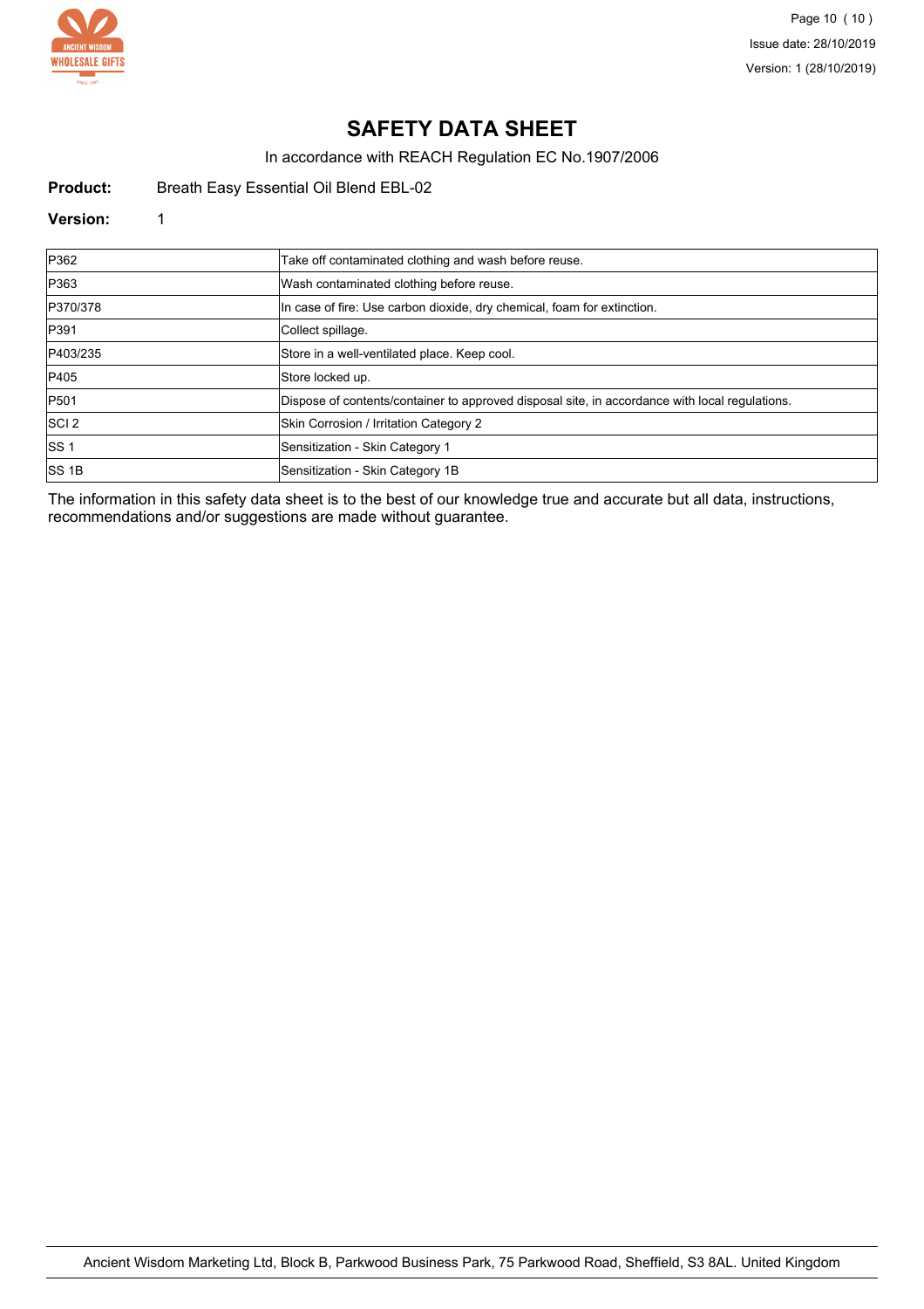# SAFETY DATA SHEET

In accordance with REACH Regulation EC No.1907/2006

**Product:** Breath Easy Essential Oil Blend EBL-02

**Version:** 1

| | |
|---|---|
| P362 | Take off contaminated clothing and wash before reuse. |
| P363 | Wash contaminated clothing before reuse. |
| P370/378 | In case of fire: Use carbon dioxide, dry chemical, foam for extinction. |
| P391 | Collect spillage. |
| P403/235 | Store in a well-ventilated place. Keep cool. |
| P405 | Store locked up. |
| P501 | Dispose of contents/container to approved disposal site, in accordance with local regulations. |
| SCI 2 | Skin Corrosion / Irritation Category 2 |
| SS 1 | Sensitization - Skin Category 1 |
| SS 1B | Sensitization - Skin Category 1B |

The information in this safety data sheet is to the best of our knowledge true and accurate but all data, instructions, recommendations and/or suggestions are made without guarantee.